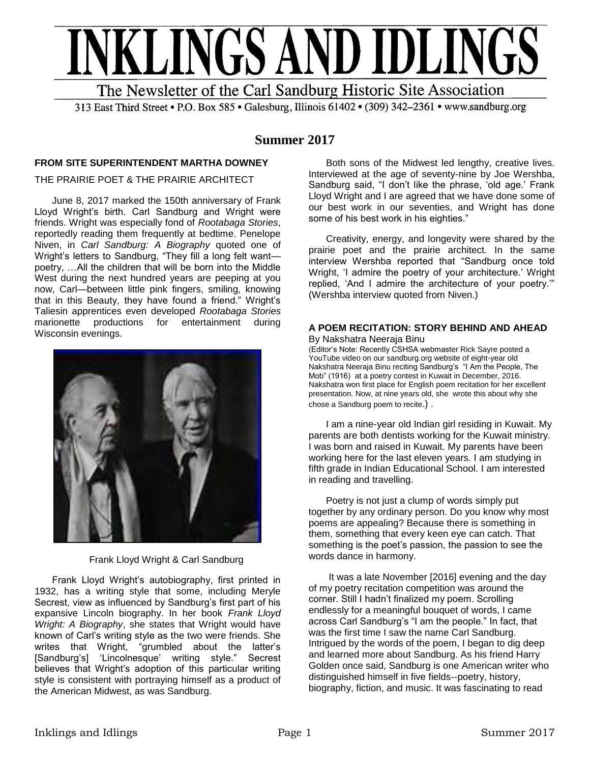# INKLINGS AND IDLINGS

The Newsletter of the Carl Sandburg Historic Site Association

313 East Third Street • P.O. Box 585 • Galesburg, Illinois 61402 • (309) 342–2361 • www.sandburg.org

## Summer 2017

### FROM SITE SUPERINTENDENT MARTHA DOWNEY

THE PRAIRIE POET & THE PRAIRIE ARCHITECT

June 8, 2017 marked the 150th anniversary of Frank Lloyd Wright's birth. Carl Sandburg and Wright were friends. Wright was especially fond of *Rootabaga Stories*, reportedly reading them frequently at bedtime. Penelope Niven, in *Carl Sandburg: A Biography* quoted one of Wright's letters to Sandburg, "They fill a long felt want—poetry, …All the children that will be born into the Middle West during the next hundred years are peeping at you now, Carl—between little pink fingers, smiling, knowing that in this Beauty, they have found a friend." Wright's Taliesin apprentices even developed *Rootabaga Stories* marionette productions for entertainment during Wisconsin evenings.

Frank Lloyd Wright & Carl Sandburg

Frank Lloyd Wright's autobiography, first printed in 1932, has a writing style that some, including Meryle Secrest, view as influenced by Sandburg's first part of his expansive Lincoln biography. In her book *Frank Lloyd Wright: A Biography*, she states that Wright would have known of Carl's writing style as the two were friends. She writes that Wright, "grumbled about the latter's [Sandburg's] 'Lincolnesque' writing style." Secrest believes that Wright's adoption of this particular writing style is consistent with portraying himself as a product of the American Midwest, as was Sandburg.

Both sons of the Midwest led lengthy, creative lives. Interviewed at the age of seventy-nine by Joe Wershba, Sandburg said, "I don't like the phrase, 'old age.' Frank Lloyd Wright and I are agreed that we have done some of our best work in our seventies, and Wright has done some of his best work in his eighties."

Creativity, energy, and longevity were shared by the prairie poet and the prairie architect. In the same interview Wershba reported that "Sandburg once told Wright, 'I admire the poetry of your architecture.' Wright replied, 'And I admire the architecture of your poetry.'" (Wershba interview quoted from Niven.)

### A POEM RECITATION: STORY BEHIND AND AHEAD

By Nakshatra Neeraja Binu

(Editor's Note: Recently CSHSA webmaster Rick Sayre posted a YouTube video on our sandburg.org website of eight-year old Nakshatra Neeraja Binu reciting Sandburg's "I Am the People, The Mob" (1916) at a poetry contest in Kuwait in December, 2016. Nakshatra won first place for English poem recitation for her excellent presentation. Now, at nine years old, she wrote this about why she chose a Sandburg poem to recite.) .

I am a nine-year old Indian girl residing in Kuwait. My parents are both dentists working for the Kuwait ministry. I was born and raised in Kuwait. My parents have been working here for the last eleven years. I am studying in fifth grade in Indian Educational School. I am interested in reading and travelling.

Poetry is not just a clump of words simply put together by any ordinary person. Do you know why most poems are appealing? Because there is something in them, something that every keen eye can catch. That something is the poet's passion, the passion to see the words dance in harmony.

It was a late November [2016] evening and the day of my poetry recitation competition was around the corner. Still I hadn't finalized my poem. Scrolling endlessly for a meaningful bouquet of words, I came across Carl Sandburg's "I am the people." In fact, that was the first time I saw the name Carl Sandburg. Intrigued by the words of the poem, I began to dig deep and learned more about Sandburg. As his friend Harry Golden once said, Sandburg is one American writer who distinguished himself in five fields--poetry, history, biography, fiction, and music. It was fascinating to read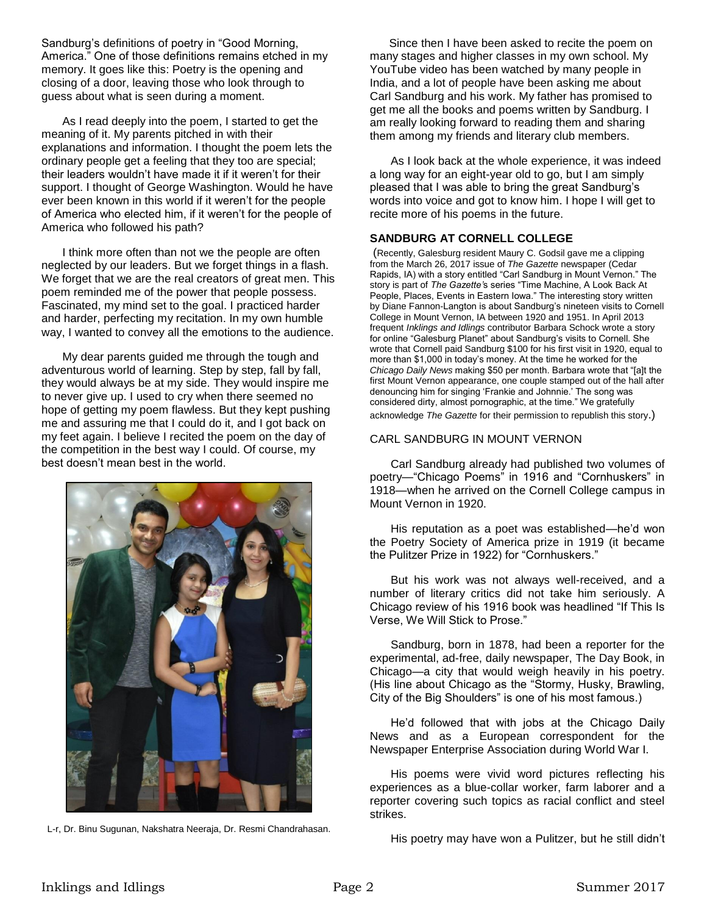Sandburg's definitions of poetry in "Good Morning, America." One of those definitions remains etched in my memory. It goes like this: Poetry is the opening and closing of a door, leaving those who look through to guess about what is seen during a moment.

As I read deeply into the poem, I started to get the meaning of it. My parents pitched in with their explanations and information. I thought the poem lets the ordinary people get a feeling that they too are special; their leaders wouldn't have made it if it weren't for their support. I thought of George Washington. Would he have ever been known in this world if it weren't for the people of America who elected him, if it weren't for the people of America who followed his path?

I think more often than not we the people are often neglected by our leaders. But we forget things in a flash. We forget that we are the real creators of great men. This poem reminded me of the power that people possess. Fascinated, my mind set to the goal. I practiced harder and harder, perfecting my recitation. In my own humble way, I wanted to convey all the emotions to the audience.

My dear parents guided me through the tough and adventurous world of learning. Step by step, fall by fall, they would always be at my side. They would inspire me to never give up. I used to cry when there seemed no hope of getting my poem flawless. But they kept pushing me and assuring me that I could do it, and I got back on my feet again. I believe I recited the poem on the day of the competition in the best way I could. Of course, my best doesn't mean best in the world.

L-r, Dr. Binu Sugunan, Nakshatra Neeraja, Dr. Resmi Chandrahasan.

Since then I have been asked to recite the poem on many stages and higher classes in my own school. My YouTube video has been watched by many people in India, and a lot of people have been asking me about Carl Sandburg and his work. My father has promised to get me all the books and poems written by Sandburg. I am really looking forward to reading them and sharing them among my friends and literary club members.

As I look back at the whole experience, it was indeed a long way for an eight-year old to go, but I am simply pleased that I was able to bring the great Sandburg's words into voice and got to know him. I hope I will get to recite more of his poems in the future.

## SANDBURG AT CORNELL COLLEGE

(Recently, Galesburg resident Maury C. Godsil gave me a clipping from the March 26, 2017 issue of *The Gazette* newspaper (Cedar Rapids, IA) with a story entitled "Carl Sandburg in Mount Vernon." The story is part of *The Gazette'*s series "Time Machine, A Look Back At People, Places, Events in Eastern Iowa." The interesting story written by Diane Fannon-Langton is about Sandburg's nineteen visits to Cornell College in Mount Vernon, IA between 1920 and 1951. In April 2013 frequent *Inklings and Idlings* contributor Barbara Schock wrote a story for online "Galesburg Planet" about Sandburg's visits to Cornell. She wrote that Cornell paid Sandburg $100 for his first visit in 1920, equal to more than $1,000 in today's money. At the time he worked for the *Chicago Daily News* making $50 per month. Barbara wrote that "[a]t the first Mount Vernon appearance, one couple stamped out of the hall after denouncing him for singing 'Frankie and Johnnie.' The song was considered dirty, almost pornographic, at the time." We gratefully acknowledge *The Gazette* for their permission to republish this story.)

### CARL SANDBURG IN MOUNT VERNON

Carl Sandburg already had published two volumes of poetry—"Chicago Poems" in 1916 and "Cornhuskers" in 1918—when he arrived on the Cornell College campus in Mount Vernon in 1920.

His reputation as a poet was established—he'd won the Poetry Society of America prize in 1919 (it became the Pulitzer Prize in 1922) for "Cornhuskers."

But his work was not always well-received, and a number of literary critics did not take him seriously. A Chicago review of his 1916 book was headlined "If This Is Verse, We Will Stick to Prose."

Sandburg, born in 1878, had been a reporter for the experimental, ad-free, daily newspaper, The Day Book, in Chicago—a city that would weigh heavily in his poetry. (His line about Chicago as the "Stormy, Husky, Brawling, City of the Big Shoulders" is one of his most famous.)

He'd followed that with jobs at the Chicago Daily News and as a European correspondent for the Newspaper Enterprise Association during World War I.

His poems were vivid word pictures reflecting his experiences as a blue-collar worker, farm laborer and a reporter covering such topics as racial conflict and steel strikes.

His poetry may have won a Pulitzer, but he still didn't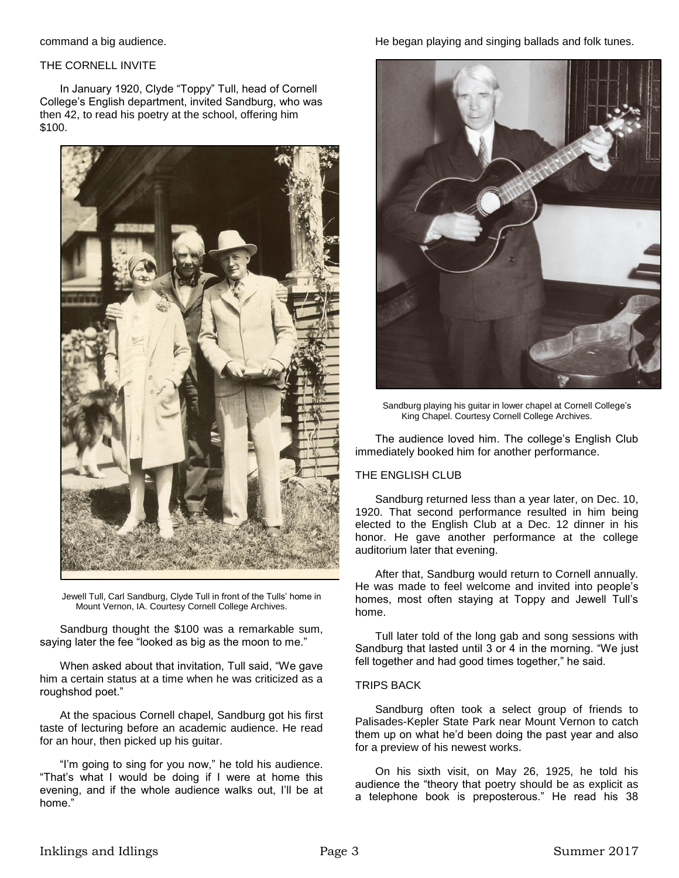command a big audience.

THE CORNELL INVITE

In January 1920, Clyde "Toppy" Tull, head of Cornell College's English department, invited Sandburg, who was then 42, to read his poetry at the school, offering him $100.

Jewell Tull, Carl Sandburg, Clyde Tull in front of the Tulls' home in Mount Vernon, IA. Courtesy Cornell College Archives.

Sandburg thought the $100 was a remarkable sum, saying later the fee "looked as big as the moon to me."

When asked about that invitation, Tull said, "We gave him a certain status at a time when he was criticized as a roughshod poet."

At the spacious Cornell chapel, Sandburg got his first taste of lecturing before an academic audience. He read for an hour, then picked up his guitar.

"I'm going to sing for you now," he told his audience. "That's what I would be doing if I were at home this evening, and if the whole audience walks out, I'll be at home."

He began playing and singing ballads and folk tunes.

Sandburg playing his guitar in lower chapel at Cornell College's King Chapel. Courtesy Cornell College Archives.

The audience loved him. The college's English Club immediately booked him for another performance.

THE ENGLISH CLUB

Sandburg returned less than a year later, on Dec. 10, 1920. That second performance resulted in him being elected to the English Club at a Dec. 12 dinner in his honor. He gave another performance at the college auditorium later that evening.

After that, Sandburg would return to Cornell annually. He was made to feel welcome and invited into people's homes, most often staying at Toppy and Jewell Tull's home.

Tull later told of the long gab and song sessions with Sandburg that lasted until 3 or 4 in the morning. "We just fell together and had good times together," he said.

TRIPS BACK

Sandburg often took a select group of friends to Palisades-Kepler State Park near Mount Vernon to catch them up on what he'd been doing the past year and also for a preview of his newest works.

On his sixth visit, on May 26, 1925, he told his audience the "theory that poetry should be as explicit as a telephone book is preposterous." He read his 38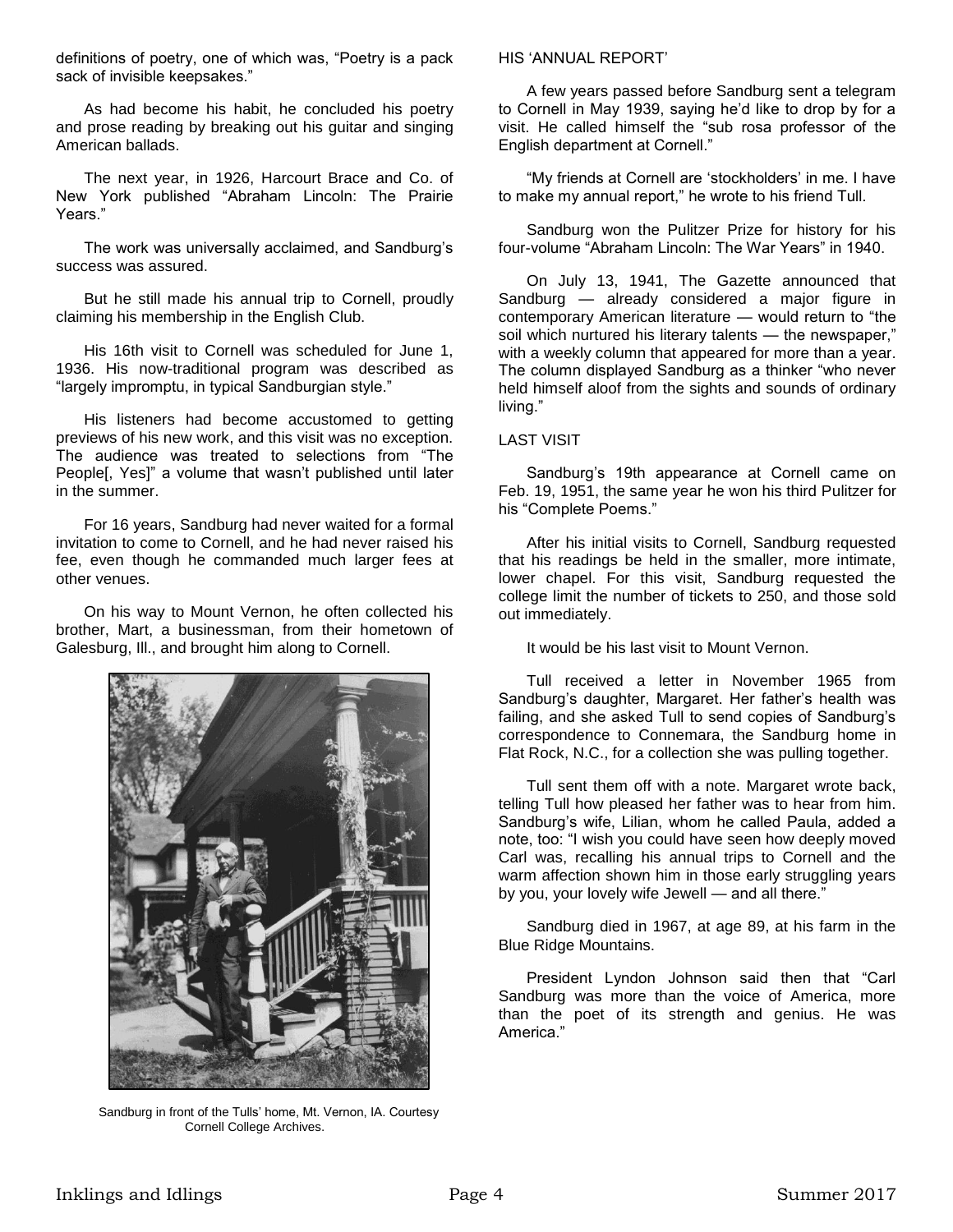definitions of poetry, one of which was, "Poetry is a pack sack of invisible keepsakes."

As had become his habit, he concluded his poetry and prose reading by breaking out his guitar and singing American ballads.

The next year, in 1926, Harcourt Brace and Co. of New York published "Abraham Lincoln: The Prairie Years."

The work was universally acclaimed, and Sandburg's success was assured.

But he still made his annual trip to Cornell, proudly claiming his membership in the English Club.

His 16th visit to Cornell was scheduled for June 1, 1936. His now-traditional program was described as "largely impromptu, in typical Sandburgian style."

His listeners had become accustomed to getting previews of his new work, and this visit was no exception. The audience was treated to selections from "The People[, Yes]" a volume that wasn't published until later in the summer.

For 16 years, Sandburg had never waited for a formal invitation to come to Cornell, and he had never raised his fee, even though he commanded much larger fees at other venues.

On his way to Mount Vernon, he often collected his brother, Mart, a businessman, from their hometown of Galesburg, Ill., and brought him along to Cornell.

Sandburg in front of the Tulls' home, Mt. Vernon, IA. Courtesy Cornell College Archives.

HIS 'ANNUAL REPORT'

A few years passed before Sandburg sent a telegram to Cornell in May 1939, saying he'd like to drop by for a visit. He called himself the "sub rosa professor of the English department at Cornell."

"My friends at Cornell are 'stockholders' in me. I have to make my annual report," he wrote to his friend Tull.

Sandburg won the Pulitzer Prize for history for his four-volume "Abraham Lincoln: The War Years" in 1940.

On July 13, 1941, The Gazette announced that Sandburg — already considered a major figure in contemporary American literature — would return to "the soil which nurtured his literary talents — the newspaper," with a weekly column that appeared for more than a year. The column displayed Sandburg as a thinker "who never held himself aloof from the sights and sounds of ordinary living."

LAST VISIT

Sandburg's 19th appearance at Cornell came on Feb. 19, 1951, the same year he won his third Pulitzer for his "Complete Poems."

After his initial visits to Cornell, Sandburg requested that his readings be held in the smaller, more intimate, lower chapel. For this visit, Sandburg requested the college limit the number of tickets to 250, and those sold out immediately.

It would be his last visit to Mount Vernon.

Tull received a letter in November 1965 from Sandburg's daughter, Margaret. Her father's health was failing, and she asked Tull to send copies of Sandburg's correspondence to Connemara, the Sandburg home in Flat Rock, N.C., for a collection she was pulling together.

Tull sent them off with a note. Margaret wrote back, telling Tull how pleased her father was to hear from him. Sandburg's wife, Lilian, whom he called Paula, added a note, too: "I wish you could have seen how deeply moved Carl was, recalling his annual trips to Cornell and the warm affection shown him in those early struggling years by you, your lovely wife Jewell — and all there."

Sandburg died in 1967, at age 89, at his farm in the Blue Ridge Mountains.

President Lyndon Johnson said then that "Carl Sandburg was more than the voice of America, more than the poet of its strength and genius. He was America."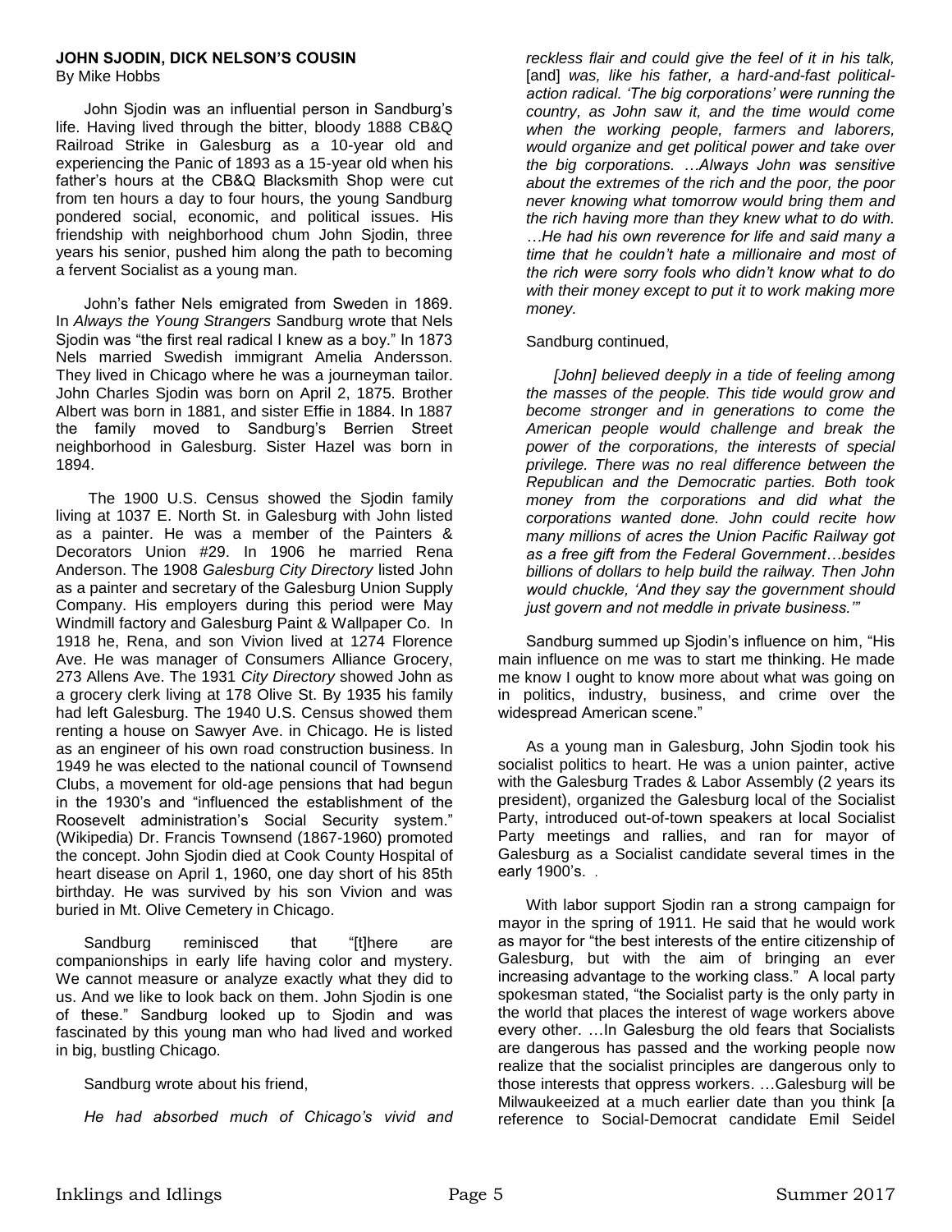**JOHN SJODIN, DICK NELSON'S COUSIN**
By Mike Hobbs

John Sjodin was an influential person in Sandburg's life. Having lived through the bitter, bloody 1888 CB&Q Railroad Strike in Galesburg as a 10-year old and experiencing the Panic of 1893 as a 15-year old when his father's hours at the CB&Q Blacksmith Shop were cut from ten hours a day to four hours, the young Sandburg pondered social, economic, and political issues. His friendship with neighborhood chum John Sjodin, three years his senior, pushed him along the path to becoming a fervent Socialist as a young man.

John's father Nels emigrated from Sweden in 1869. In *Always the Young Strangers* Sandburg wrote that Nels Sjodin was "the first real radical I knew as a boy." In 1873 Nels married Swedish immigrant Amelia Andersson. They lived in Chicago where he was a journeyman tailor. John Charles Sjodin was born on April 2, 1875. Brother Albert was born in 1881, and sister Effie in 1884. In 1887 the family moved to Sandburg's Berrien Street neighborhood in Galesburg. Sister Hazel was born in 1894.

The 1900 U.S. Census showed the Sjodin family living at 1037 E. North St. in Galesburg with John listed as a painter. He was a member of the Painters & Decorators Union #29. In 1906 he married Rena Anderson. The 1908 *Galesburg City Directory* listed John as a painter and secretary of the Galesburg Union Supply Company. His employers during this period were May Windmill factory and Galesburg Paint & Wallpaper Co. In 1918 he, Rena, and son Vivion lived at 1274 Florence Ave. He was manager of Consumers Alliance Grocery, 273 Allens Ave. The 1931 *City Directory* showed John as a grocery clerk living at 178 Olive St. By 1935 his family had left Galesburg. The 1940 U.S. Census showed them renting a house on Sawyer Ave. in Chicago. He is listed as an engineer of his own road construction business. In 1949 he was elected to the national council of Townsend Clubs, a movement for old-age pensions that had begun in the 1930's and "influenced the establishment of the Roosevelt administration's Social Security system." (Wikipedia) Dr. Francis Townsend (1867-1960) promoted the concept. John Sjodin died at Cook County Hospital of heart disease on April 1, 1960, one day short of his 85th birthday. He was survived by his son Vivion and was buried in Mt. Olive Cemetery in Chicago.

Sandburg reminisced that "[t]here are companionships in early life having color and mystery. We cannot measure or analyze exactly what they did to us. And we like to look back on them. John Sjodin is one of these." Sandburg looked up to Sjodin and was fascinated by this young man who had lived and worked in big, bustling Chicago.

Sandburg wrote about his friend,

*He had absorbed much of Chicago's vivid and reckless flair and could give the feel of it in his talk,* [and] *was, like his father, a hard-and-fast political-action radical. 'The big corporations' were running the country, as John saw it, and the time would come when the working people, farmers and laborers, would organize and get political power and take over the big corporations. …Always John was sensitive about the extremes of the rich and the poor, the poor never knowing what tomorrow would bring them and the rich having more than they knew what to do with. …He had his own reverence for life and said many a time that he couldn't hate a millionaire and most of the rich were sorry fools who didn't know what to do with their money except to put it to work making more money.*

Sandburg continued,

*[John] believed deeply in a tide of feeling among the masses of the people. This tide would grow and become stronger and in generations to come the American people would challenge and break the power of the corporations, the interests of special privilege. There was no real difference between the Republican and the Democratic parties. Both took money from the corporations and did what the corporations wanted done. John could recite how many millions of acres the Union Pacific Railway got as a free gift from the Federal Government…besides billions of dollars to help build the railway. Then John would chuckle, 'And they say the government should just govern and not meddle in private business.'"*

Sandburg summed up Sjodin's influence on him, "His main influence on me was to start me thinking. He made me know I ought to know more about what was going on in politics, industry, business, and crime over the widespread American scene."

As a young man in Galesburg, John Sjodin took his socialist politics to heart. He was a union painter, active with the Galesburg Trades & Labor Assembly (2 years its president), organized the Galesburg local of the Socialist Party, introduced out-of-town speakers at local Socialist Party meetings and rallies, and ran for mayor of Galesburg as a Socialist candidate several times in the early 1900's.

With labor support Sjodin ran a strong campaign for mayor in the spring of 1911. He said that he would work as mayor for "the best interests of the entire citizenship of Galesburg, but with the aim of bringing an ever increasing advantage to the working class." A local party spokesman stated, "the Socialist party is the only party in the world that places the interest of wage workers above every other. …In Galesburg the old fears that Socialists are dangerous has passed and the working people now realize that the socialist principles are dangerous only to those interests that oppress workers. …Galesburg will be Milwaukeeized at a much earlier date than you think [a reference to Social-Democrat candidate Emil Seidel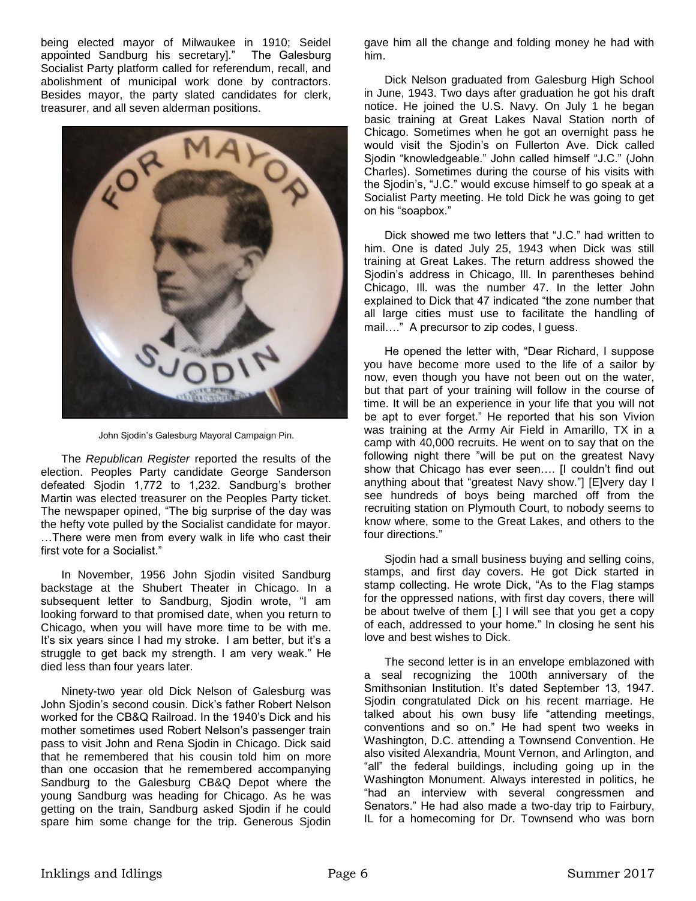being elected mayor of Milwaukee in 1910; Seidel appointed Sandburg his secretary].” The Galesburg Socialist Party platform called for referendum, recall, and abolishment of municipal work done by contractors. Besides mayor, the party slated candidates for clerk, treasurer, and all seven alderman positions.

John Sjodin’s Galesburg Mayoral Campaign Pin.

The *Republican Register* reported the results of the election. Peoples Party candidate George Sanderson defeated Sjodin 1,772 to 1,232. Sandburg’s brother Martin was elected treasurer on the Peoples Party ticket. The newspaper opined, “The big surprise of the day was the hefty vote pulled by the Socialist candidate for mayor. …There were men from every walk in life who cast their first vote for a Socialist.”

In November, 1956 John Sjodin visited Sandburg backstage at the Shubert Theater in Chicago. In a subsequent letter to Sandburg, Sjodin wrote, “I am looking forward to that promised date, when you return to Chicago, when you will have more time to be with me. It’s six years since I had my stroke. I am better, but it’s a struggle to get back my strength. I am very weak.” He died less than four years later.

Ninety-two year old Dick Nelson of Galesburg was John Sjodin’s second cousin. Dick’s father Robert Nelson worked for the CB&Q Railroad. In the 1940’s Dick and his mother sometimes used Robert Nelson’s passenger train pass to visit John and Rena Sjodin in Chicago. Dick said that he remembered that his cousin told him on more than one occasion that he remembered accompanying Sandburg to the Galesburg CB&Q Depot where the young Sandburg was heading for Chicago. As he was getting on the train, Sandburg asked Sjodin if he could spare him some change for the trip. Generous Sjodin gave him all the change and folding money he had with him.

Dick Nelson graduated from Galesburg High School in June, 1943. Two days after graduation he got his draft notice. He joined the U.S. Navy. On July 1 he began basic training at Great Lakes Naval Station north of Chicago. Sometimes when he got an overnight pass he would visit the Sjodin’s on Fullerton Ave. Dick called Sjodin “knowledgeable.” John called himself “J.C.” (John Charles). Sometimes during the course of his visits with the Sjodin’s, “J.C.” would excuse himself to go speak at a Socialist Party meeting. He told Dick he was going to get on his “soapbox.”

Dick showed me two letters that “J.C.” had written to him. One is dated July 25, 1943 when Dick was still training at Great Lakes. The return address showed the Sjodin’s address in Chicago, Ill. In parentheses behind Chicago, Ill. was the number 47. In the letter John explained to Dick that 47 indicated “the zone number that all large cities must use to facilitate the handling of mail….” A precursor to zip codes, I guess.

He opened the letter with, “Dear Richard, I suppose you have become more used to the life of a sailor by now, even though you have not been out on the water, but that part of your training will follow in the course of time. It will be an experience in your life that you will not be apt to ever forget.” He reported that his son Vivion was training at the Army Air Field in Amarillo, TX in a camp with 40,000 recruits. He went on to say that on the following night there ”will be put on the greatest Navy show that Chicago has ever seen…. [I couldn’t find out anything about that “greatest Navy show.”] [E]very day I see hundreds of boys being marched off from the recruiting station on Plymouth Court, to nobody seems to know where, some to the Great Lakes, and others to the four directions.”

Sjodin had a small business buying and selling coins, stamps, and first day covers. He got Dick started in stamp collecting. He wrote Dick, “As to the Flag stamps for the oppressed nations, with first day covers, there will be about twelve of them [.] I will see that you get a copy of each, addressed to your home.” In closing he sent his love and best wishes to Dick.

The second letter is in an envelope emblazoned with a seal recognizing the 100th anniversary of the Smithsonian Institution. It’s dated September 13, 1947. Sjodin congratulated Dick on his recent marriage. He talked about his own busy life “attending meetings, conventions and so on.” He had spent two weeks in Washington, D.C. attending a Townsend Convention. He also visited Alexandria, Mount Vernon, and Arlington, and “all” the federal buildings, including going up in the Washington Monument. Always interested in politics, he “had an interview with several congressmen and Senators.” He had also made a two-day trip to Fairbury, IL for a homecoming for Dr. Townsend who was born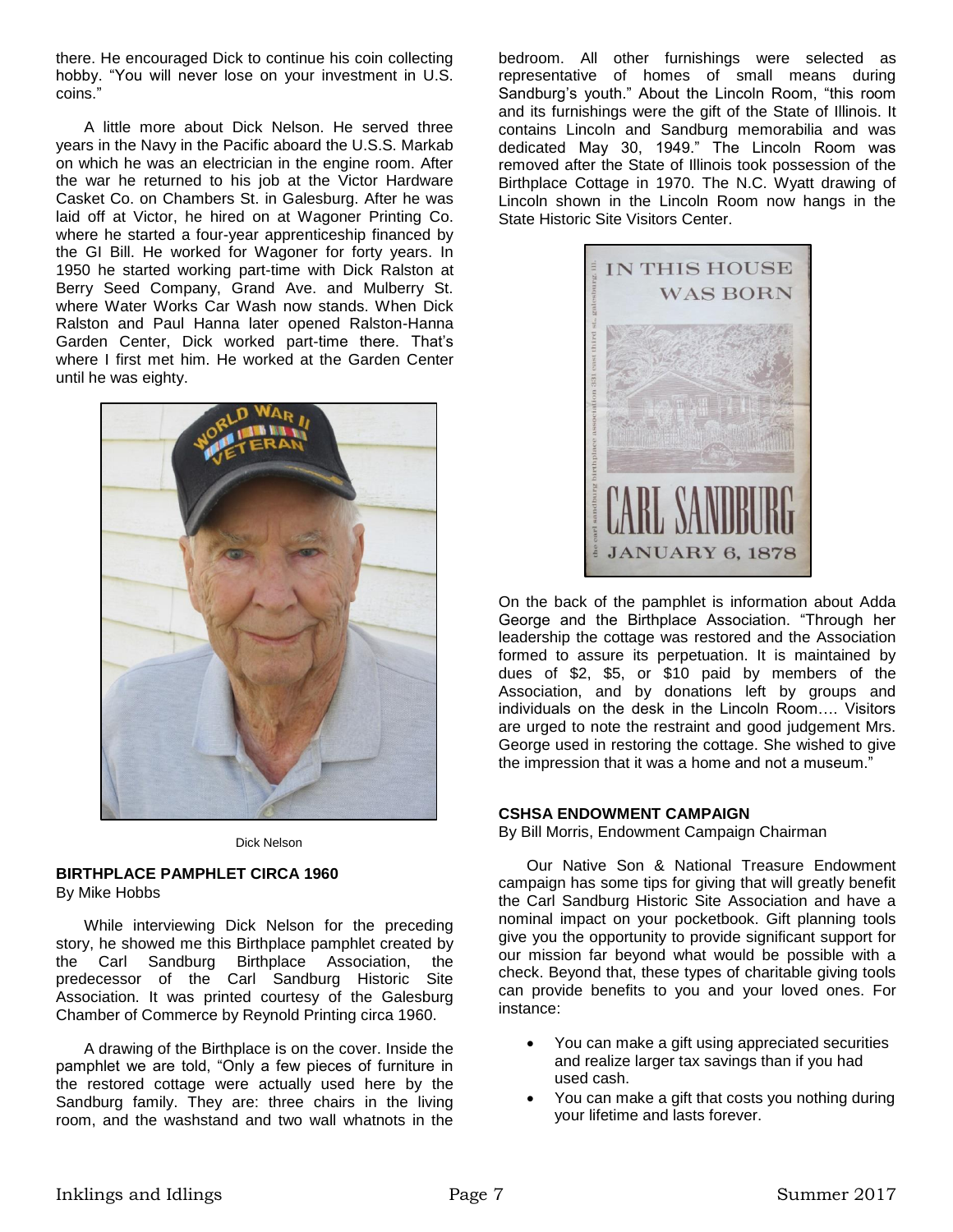there. He encouraged Dick to continue his coin collecting hobby. "You will never lose on your investment in U.S. coins."

A little more about Dick Nelson. He served three years in the Navy in the Pacific aboard the U.S.S. Markab on which he was an electrician in the engine room. After the war he returned to his job at the Victor Hardware Casket Co. on Chambers St. in Galesburg. After he was laid off at Victor, he hired on at Wagoner Printing Co. where he started a four-year apprenticeship financed by the GI Bill. He worked for Wagoner for forty years. In 1950 he started working part-time with Dick Ralston at Berry Seed Company, Grand Ave. and Mulberry St. where Water Works Car Wash now stands. When Dick Ralston and Paul Hanna later opened Ralston-Hanna Garden Center, Dick worked part-time there. That's where I first met him. He worked at the Garden Center until he was eighty.

Dick Nelson

### BIRTHPLACE PAMPHLET CIRCA 1960

By Mike Hobbs

While interviewing Dick Nelson for the preceding story, he showed me this Birthplace pamphlet created by the Carl Sandburg Birthplace Association, the predecessor of the Carl Sandburg Historic Site Association. It was printed courtesy of the Galesburg Chamber of Commerce by Reynold Printing circa 1960.

A drawing of the Birthplace is on the cover. Inside the pamphlet we are told, "Only a few pieces of furniture in the restored cottage were actually used here by the Sandburg family. They are: three chairs in the living room, and the washstand and two wall whatnots in the bedroom. All other furnishings were selected as representative of homes of small means during Sandburg's youth." About the Lincoln Room, "this room and its furnishings were the gift of the State of Illinois. It contains Lincoln and Sandburg memorabilia and was dedicated May 30, 1949." The Lincoln Room was removed after the State of Illinois took possession of the Birthplace Cottage in 1970. The N.C. Wyatt drawing of Lincoln shown in the Lincoln Room now hangs in the State Historic Site Visitors Center.

On the back of the pamphlet is information about Adda George and the Birthplace Association. "Through her leadership the cottage was restored and the Association formed to assure its perpetuation. It is maintained by dues of $2, $5, or $10 paid by members of the Association, and by donations left by groups and individuals on the desk in the Lincoln Room…. Visitors are urged to note the restraint and good judgement Mrs. George used in restoring the cottage. She wished to give the impression that it was a home and not a museum."

### CSHSA ENDOWMENT CAMPAIGN

By Bill Morris, Endowment Campaign Chairman

Our Native Son & National Treasure Endowment campaign has some tips for giving that will greatly benefit the Carl Sandburg Historic Site Association and have a nominal impact on your pocketbook. Gift planning tools give you the opportunity to provide significant support for our mission far beyond what would be possible with a check. Beyond that, these types of charitable giving tools can provide benefits to you and your loved ones. For instance:

- You can make a gift using appreciated securities and realize larger tax savings than if you had used cash.
- You can make a gift that costs you nothing during your lifetime and lasts forever.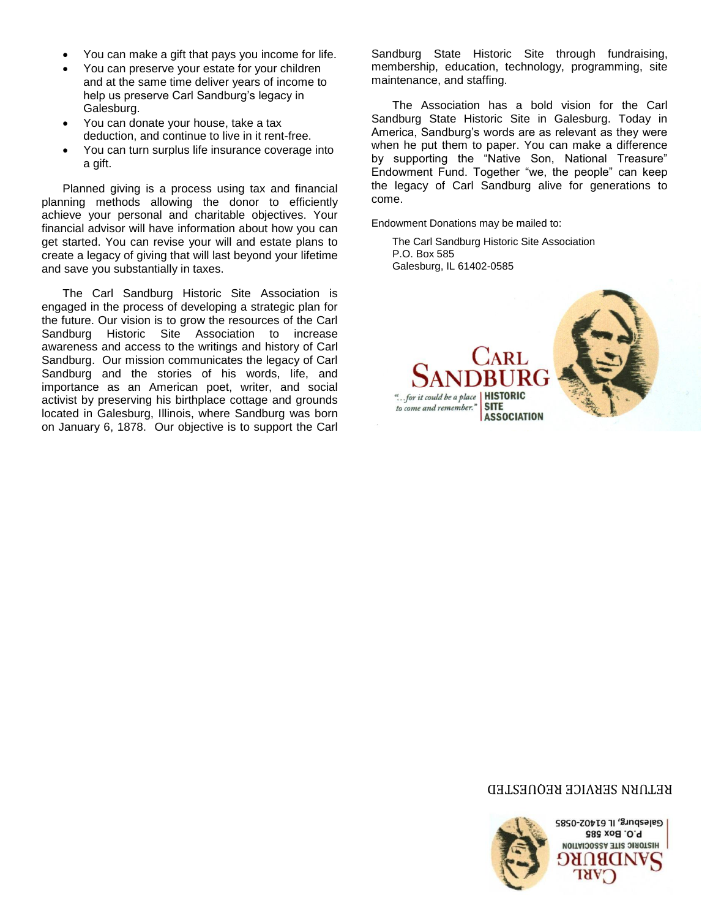- You can make a gift that pays you income for life.
- You can preserve your estate for your children and at the same time deliver years of income to help us preserve Carl Sandburg's legacy in Galesburg.
- You can donate your house, take a tax deduction, and continue to live in it rent-free.
- You can turn surplus life insurance coverage into a gift.

Planned giving is a process using tax and financial planning methods allowing the donor to efficiently achieve your personal and charitable objectives. Your financial advisor will have information about how you can get started. You can revise your will and estate plans to create a legacy of giving that will last beyond your lifetime and save you substantially in taxes.

The Carl Sandburg Historic Site Association is engaged in the process of developing a strategic plan for the future. Our vision is to grow the resources of the Carl Sandburg Historic Site Association to increase awareness and access to the writings and history of Carl Sandburg. Our mission communicates the legacy of Carl Sandburg and the stories of his words, life, and importance as an American poet, writer, and social activist by preserving his birthplace cottage and grounds located in Galesburg, Illinois, where Sandburg was born on January 6, 1878. Our objective is to support the Carl Sandburg State Historic Site through fundraising, membership, education, technology, programming, site maintenance, and staffing.

The Association has a bold vision for the Carl Sandburg State Historic Site in Galesburg. Today in America, Sandburg's words are as relevant as they were when he put them to paper. You can make a difference by supporting the "Native Son, National Treasure" Endowment Fund. Together "we, the people" can keep the legacy of Carl Sandburg alive for generations to come.

Endowment Donations may be mailed to:

The Carl Sandburg Historic Site Association
P.O. Box 585
Galesburg, IL 61402-0585

CARL SANDBURG
"...for it could be a place to come and remember."
HISTORIC SITE ASSOCIATION

RETURN SERVICE REQUESTED

CARL SANDBURG
HISTORIC SITE ASSOCIATION
P.O. Box 585
Galesburg, IL 61402-0585